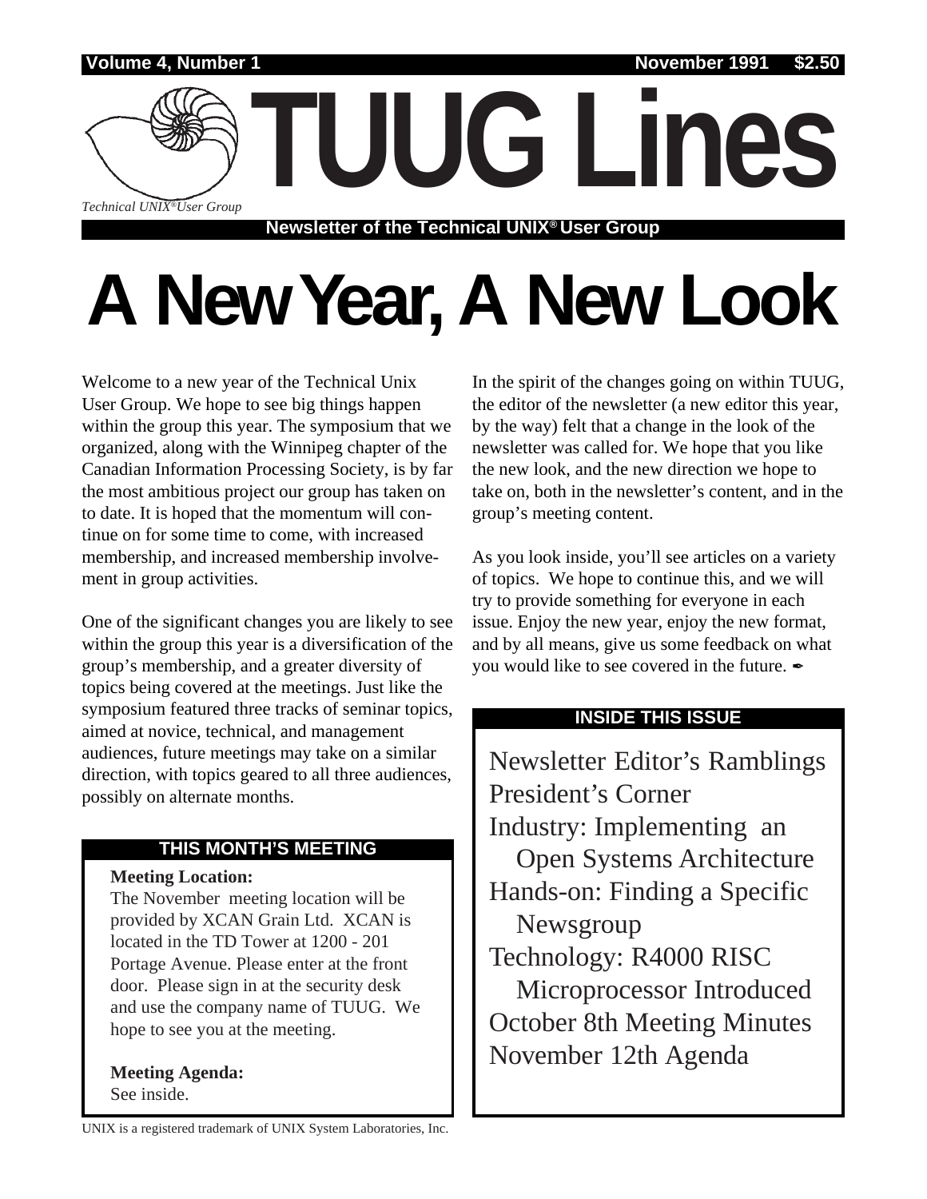Volume 4, Number 1 November 1991 $2.50

# TUUG Lines

*Technical UNIX® User Group*

**Newsletter of the Technical UNIX® User Group**

# A New Year, A New Look

Welcome to a new year of the Technical Unix User Group. We hope to see big things happen within the group this year. The symposium that we organized, along with the Winnipeg chapter of the Canadian Information Processing Society, is by far the most ambitious project our group has taken on to date. It is hoped that the momentum will continue on for some time to come, with increased membership, and increased membership involvement in group activities.

One of the significant changes you are likely to see within the group this year is a diversification of the group's membership, and a greater diversity of topics being covered at the meetings. Just like the symposium featured three tracks of seminar topics, aimed at novice, technical, and management audiences, future meetings may take on a similar direction, with topics geared to all three audiences, possibly on alternate months.

In the spirit of the changes going on within TUUG, the editor of the newsletter (a new editor this year, by the way) felt that a change in the look of the newsletter was called for. We hope that you like the new look, and the new direction we hope to take on, both in the newsletter's content, and in the group's meeting content.

As you look inside, you'll see articles on a variety of topics. We hope to continue this, and we will try to provide something for everyone in each issue. Enjoy the new year, enjoy the new format, and by all means, give us some feedback on what you would like to see covered in the future. ✒

## THIS MONTH'S MEETING

**Meeting Location:**
The November meeting location will be provided by XCAN Grain Ltd. XCAN is located in the TD Tower at 1200 - 201 Portage Avenue. Please enter at the front door. Please sign in at the security desk and use the company name of TUUG. We hope to see you at the meeting.

**Meeting Agenda:**
See inside.

## INSIDE THIS ISSUE

- Newsletter Editor's Ramblings
- President's Corner
- Industry: Implementing an Open Systems Architecture
- Hands-on: Finding a Specific Newsgroup
- Technology: R4000 RISC Microprocessor Introduced
- October 8th Meeting Minutes
- November 12th Agenda

UNIX is a registered trademark of UNIX System Laboratories, Inc.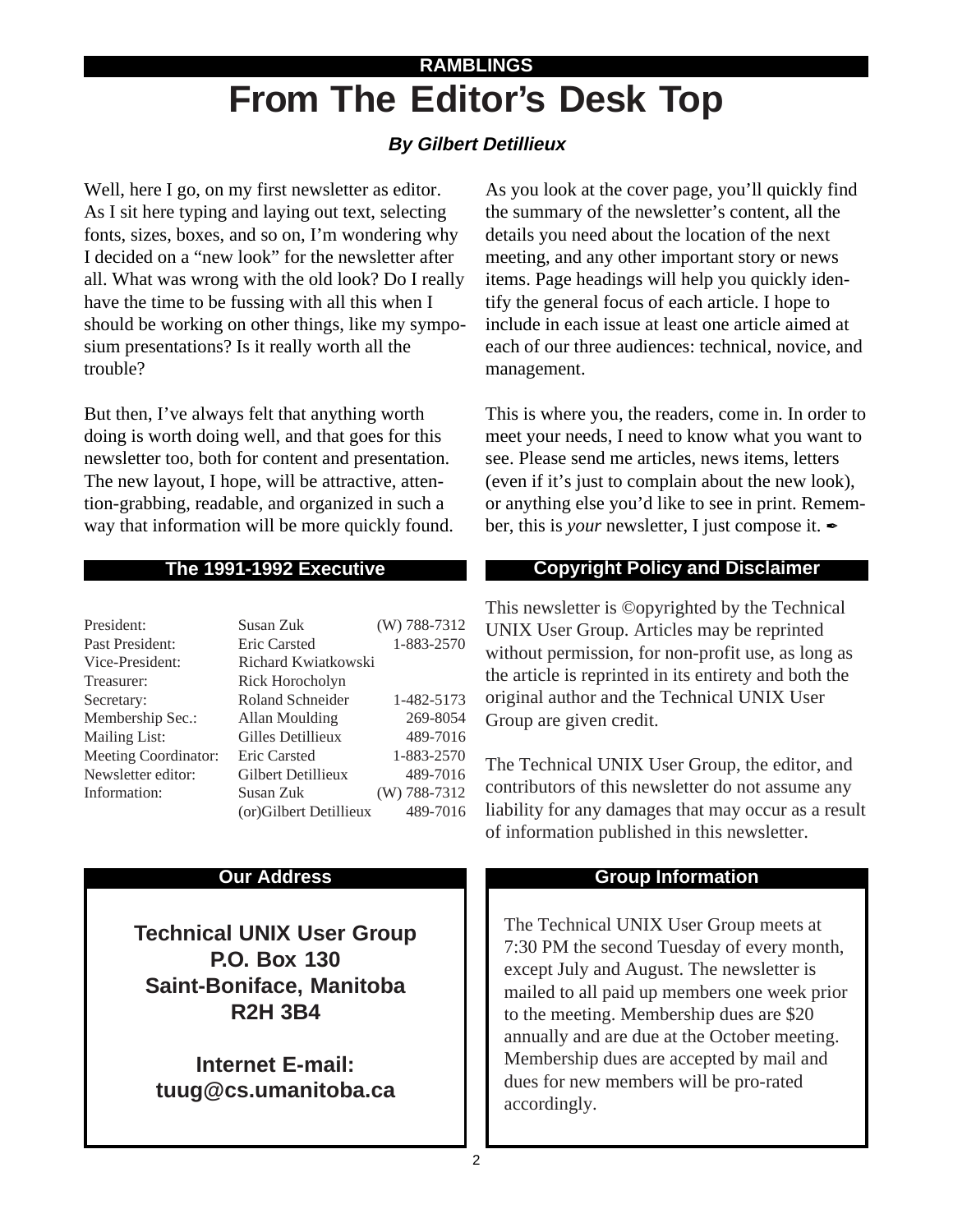RAMBLINGS

# From The Editor's Desk Top

***By Gilbert Detillieux***

Well, here I go, on my first newsletter as editor. As I sit here typing and laying out text, selecting fonts, sizes, boxes, and so on, I'm wondering why I decided on a "new look" for the newsletter after all. What was wrong with the old look? Do I really have the time to be fussing with all this when I should be working on other things, like my symposium presentations? Is it really worth all the trouble?

But then, I've always felt that anything worth doing is worth doing well, and that goes for this newsletter too, both for content and presentation. The new layout, I hope, will be attractive, attention-grabbing, readable, and organized in such a way that information will be more quickly found.

As you look at the cover page, you'll quickly find the summary of the newsletter's content, all the details you need about the location of the next meeting, and any other important story or news items. Page headings will help you quickly identify the general focus of each article. I hope to include in each issue at least one article aimed at each of our three audiences: technical, novice, and management.

This is where you, the readers, come in. In order to meet your needs, I need to know what you want to see. Please send me articles, news items, letters (even if it's just to complain about the new look), or anything else you'd like to see in print. Remember, this is *your* newsletter, I just compose it. ✒

## The 1991-1992 Executive

| | | |
|---|---|---|
| President: | Susan Zuk | (W) 788-7312 |
| Past President: | Eric Carsted | 1-883-2570 |
| Vice-President: | Richard Kwiatkowski | |
| Treasurer: | Rick Horocholyn | |
| Secretary: | Roland Schneider | 1-482-5173 |
| Membership Sec.: | Allan Moulding | 269-8054 |
| Mailing List: | Gilles Detillieux | 489-7016 |
| Meeting Coordinator: | Eric Carsted | 1-883-2570 |
| Newsletter editor: | Gilbert Detillieux | 489-7016 |
| Information: | Susan Zuk | (W) 788-7312 |
| | (or)Gilbert Detillieux | 489-7016 |

## Copyright Policy and Disclaimer

This newsletter is ©opyrighted by the Technical UNIX User Group. Articles may be reprinted without permission, for non-profit use, as long as the article is reprinted in its entirety and both the original author and the Technical UNIX User Group are given credit.

The Technical UNIX User Group, the editor, and contributors of this newsletter do not assume any liability for any damages that may occur as a result of information published in this newsletter.

## Our Address

**Technical UNIX User Group**
**P.O. Box 130**
**Saint-Boniface, Manitoba**
**R2H 3B4**

**Internet E-mail:**
**tuug@cs.umanitoba.ca**

## Group Information

The Technical UNIX User Group meets at 7:30 PM the second Tuesday of every month, except July and August. The newsletter is mailed to all paid up members one week prior to the meeting. Membership dues are $20 annually and are due at the October meeting. Membership dues are accepted by mail and dues for new members will be pro-rated accordingly.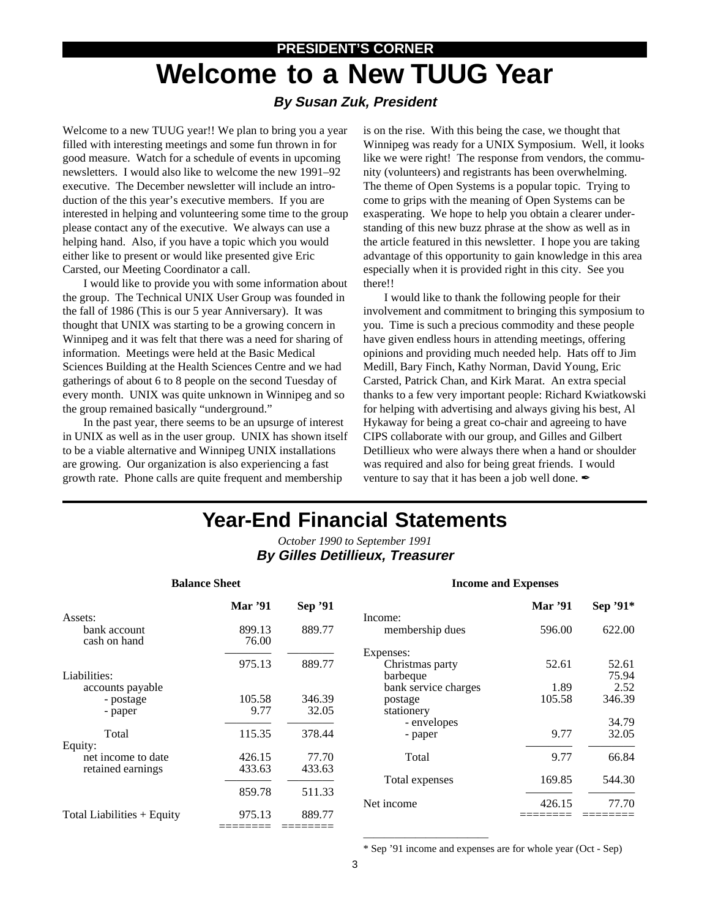PRESIDENT'S CORNER

# Welcome to a New TUUG Year

***By Susan Zuk, President***

Welcome to a new TUUG year!! We plan to bring you a year filled with interesting meetings and some fun thrown in for good measure. Watch for a schedule of events in upcoming newsletters. I would also like to welcome the new 1991–92 executive. The December newsletter will include an introduction of the this year's executive members. If you are interested in helping and volunteering some time to the group please contact any of the executive. We always can use a helping hand. Also, if you have a topic which you would either like to present or would like presented give Eric Carsted, our Meeting Coordinator a call.

I would like to provide you with some information about the group. The Technical UNIX User Group was founded in the fall of 1986 (This is our 5 year Anniversary). It was thought that UNIX was starting to be a growing concern in Winnipeg and it was felt that there was a need for sharing of information. Meetings were held at the Basic Medical Sciences Building at the Health Sciences Centre and we had gatherings of about 6 to 8 people on the second Tuesday of every month. UNIX was quite unknown in Winnipeg and so the group remained basically "underground."

In the past year, there seems to be an upsurge of interest in UNIX as well as in the user group. UNIX has shown itself to be a viable alternative and Winnipeg UNIX installations are growing. Our organization is also experiencing a fast growth rate. Phone calls are quite frequent and membership is on the rise. With this being the case, we thought that Winnipeg was ready for a UNIX Symposium. Well, it looks like we were right! The response from vendors, the community (volunteers) and registrants has been overwhelming. The theme of Open Systems is a popular topic. Trying to come to grips with the meaning of Open Systems can be exasperating. We hope to help you obtain a clearer understanding of this new buzz phrase at the show as well as in the article featured in this newsletter. I hope you are taking advantage of this opportunity to gain knowledge in this area especially when it is provided right in this city. See you there!!

I would like to thank the following people for their involvement and commitment to bringing this symposium to you. Time is such a precious commodity and these people have given endless hours in attending meetings, offering opinions and providing much needed help. Hats off to Jim Medill, Bary Finch, Kathy Norman, David Young, Eric Carsted, Patrick Chan, and Kirk Marat. An extra special thanks to a few very important people: Richard Kwiatkowski for helping with advertising and always giving his best, Al Hykaway for being a great co-chair and agreeing to have CIPS collaborate with our group, and Gilles and Gilbert Detillieux who were always there when a hand or shoulder was required and also for being great friends. I would venture to say that it has been a job well done. ✒

# Year-End Financial Statements

*October 1990 to September 1991*

***By Gilles Detillieux, Treasurer***

**Balance Sheet**

| | Mar '91 | Sep '91 |
|---|---|---|
| Assets: | | |
| bank account | 899.13 | 889.77 |
| cash on hand | 76.00 | |
| | 975.13 | 889.77 |
| Liabilities: | | |
| accounts payable | | |
| - postage | 105.58 | 346.39 |
| - paper | 9.77 | 32.05 |
| Total | 115.35 | 378.44 |
| Equity: | | |
| net income to date | 426.15 | 77.70 |
| retained earnings | 433.63 | 433.63 |
| | 859.78 | 511.33 |
| Total Liabilities + Equity | 975.13 | 889.77 |

**Income and Expenses**

| | Mar '91 | Sep '91* |
|---|---|---|
| Income: | | |
| membership dues | 596.00 | 622.00 |
| Expenses: | | |
| Christmas party | 52.61 | 52.61 |
| barbeque | | 75.94 |
| bank service charges | 1.89 | 2.52 |
| postage | 105.58 | 346.39 |
| stationery | | |
| - envelopes | | 34.79 |
| - paper | 9.77 | 32.05 |
| Total | 9.77 | 66.84 |
| Total expenses | 169.85 | 544.30 |
| Net income | 426.15 | 77.70 |

\* Sep '91 income and expenses are for whole year (Oct - Sep)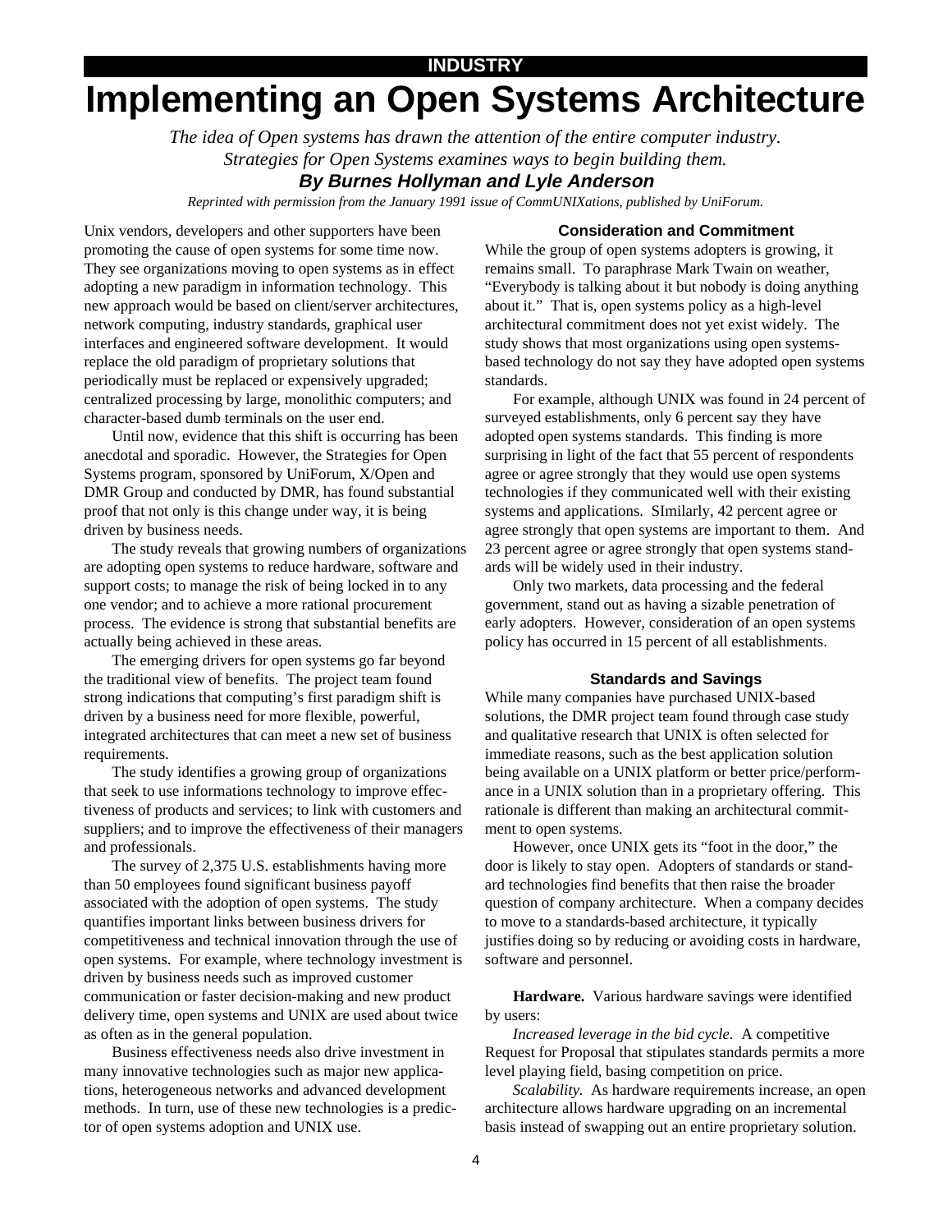INDUSTRY

# Implementing an Open Systems Architecture

*The idea of Open systems has drawn the attention of the entire computer industry. Strategies for Open Systems examines ways to begin building them.*

***By Burnes Hollyman and Lyle Anderson***

*Reprinted with permission from the January 1991 issue of CommUNIXations, published by UniForum.*

Unix vendors, developers and other supporters have been promoting the cause of open systems for some time now. They see organizations moving to open systems as in effect adopting a new paradigm in information technology. This new approach would be based on client/server architectures, network computing, industry standards, graphical user interfaces and engineered software development. It would replace the old paradigm of proprietary solutions that periodically must be replaced or expensively upgraded; centralized processing by large, monolithic computers; and character-based dumb terminals on the user end.

Until now, evidence that this shift is occurring has been anecdotal and sporadic. However, the Strategies for Open Systems program, sponsored by UniForum, X/Open and DMR Group and conducted by DMR, has found substantial proof that not only is this change under way, it is being driven by business needs.

The study reveals that growing numbers of organizations are adopting open systems to reduce hardware, software and support costs; to manage the risk of being locked in to any one vendor; and to achieve a more rational procurement process. The evidence is strong that substantial benefits are actually being achieved in these areas.

The emerging drivers for open systems go far beyond the traditional view of benefits. The project team found strong indications that computing's first paradigm shift is driven by a business need for more flexible, powerful, integrated architectures that can meet a new set of business requirements.

The study identifies a growing group of organizations that seek to use informations technology to improve effectiveness of products and services; to link with customers and suppliers; and to improve the effectiveness of their managers and professionals.

The survey of 2,375 U.S. establishments having more than 50 employees found significant business payoff associated with the adoption of open systems. The study quantifies important links between business drivers for competitiveness and technical innovation through the use of open systems. For example, where technology investment is driven by business needs such as improved customer communication or faster decision-making and new product delivery time, open systems and UNIX are used about twice as often as in the general population.

Business effectiveness needs also drive investment in many innovative technologies such as major new applications, heterogeneous networks and advanced development methods. In turn, use of these new technologies is a predictor of open systems adoption and UNIX use.

### Consideration and Commitment

While the group of open systems adopters is growing, it remains small. To paraphrase Mark Twain on weather, "Everybody is talking about it but nobody is doing anything about it." That is, open systems policy as a high-level architectural commitment does not yet exist widely. The study shows that most organizations using open systems-based technology do not say they have adopted open systems standards.

For example, although UNIX was found in 24 percent of surveyed establishments, only 6 percent say they have adopted open systems standards. This finding is more surprising in light of the fact that 55 percent of respondents agree or agree strongly that they would use open systems technologies if they communicated well with their existing systems and applications. SImilarly, 42 percent agree or agree strongly that open systems are important to them. And 23 percent agree or agree strongly that open systems standards will be widely used in their industry.

Only two markets, data processing and the federal government, stand out as having a sizable penetration of early adopters. However, consideration of an open systems policy has occurred in 15 percent of all establishments.

### Standards and Savings

While many companies have purchased UNIX-based solutions, the DMR project team found through case study and qualitative research that UNIX is often selected for immediate reasons, such as the best application solution being available on a UNIX platform or better price/performance in a UNIX solution than in a proprietary offering. This rationale is different than making an architectural commitment to open systems.

However, once UNIX gets its "foot in the door," the door is likely to stay open. Adopters of standards or standard technologies find benefits that then raise the broader question of company architecture. When a company decides to move to a standards-based architecture, it typically justifies doing so by reducing or avoiding costs in hardware, software and personnel.

**Hardware.** Various hardware savings were identified by users:

*Increased leverage in the bid cycle.* A competitive Request for Proposal that stipulates standards permits a more level playing field, basing competition on price.

*Scalability.* As hardware requirements increase, an open architecture allows hardware upgrading on an incremental basis instead of swapping out an entire proprietary solution.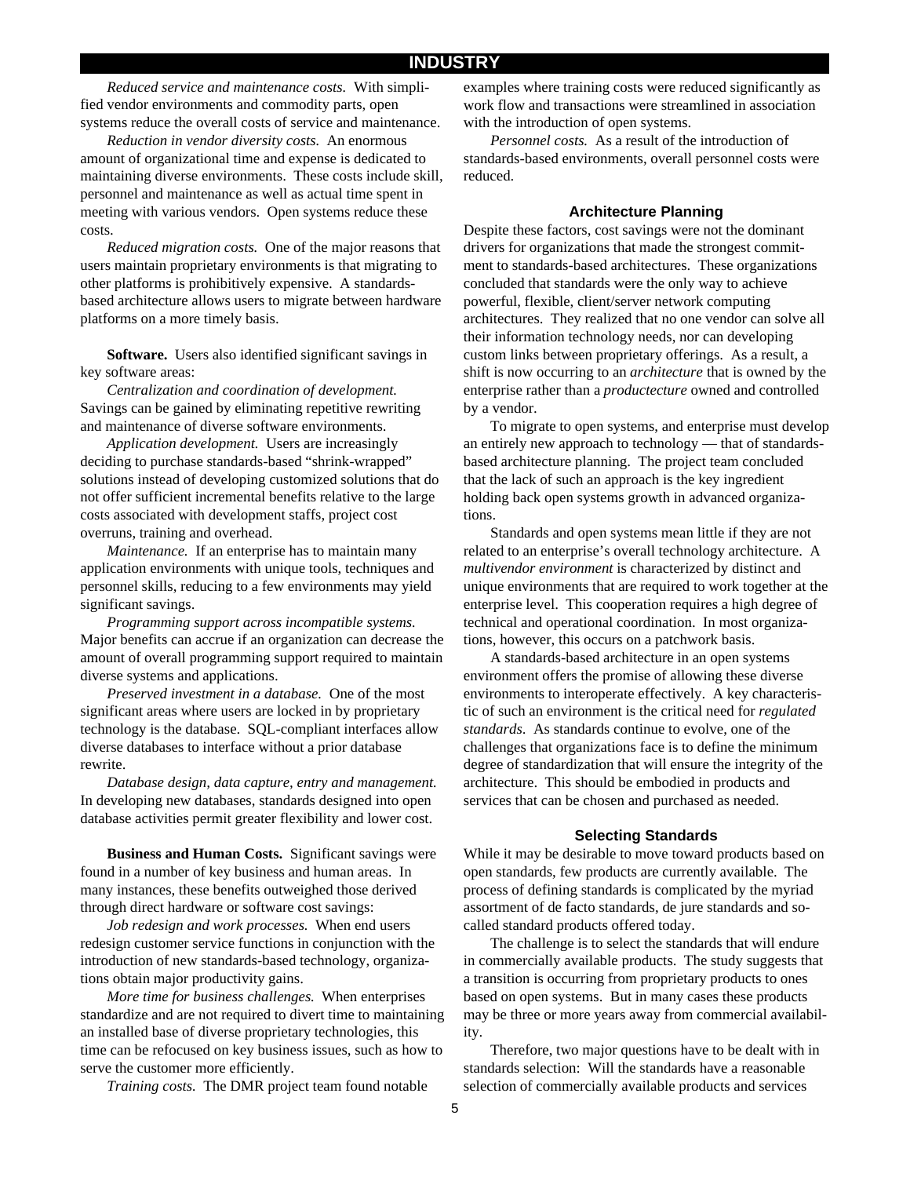*Reduced service and maintenance costs.* With simplified vendor environments and commodity parts, open systems reduce the overall costs of service and maintenance.

*Reduction in vendor diversity costs.* An enormous amount of organizational time and expense is dedicated to maintaining diverse environments. These costs include skill, personnel and maintenance as well as actual time spent in meeting with various vendors. Open systems reduce these costs.

*Reduced migration costs.* One of the major reasons that users maintain proprietary environments is that migrating to other platforms is prohibitively expensive. A standards-based architecture allows users to migrate between hardware platforms on a more timely basis.

**Software.** Users also identified significant savings in key software areas:

*Centralization and coordination of development.* Savings can be gained by eliminating repetitive rewriting and maintenance of diverse software environments.

*Application development.* Users are increasingly deciding to purchase standards-based "shrink-wrapped" solutions instead of developing customized solutions that do not offer sufficient incremental benefits relative to the large costs associated with development staffs, project cost overruns, training and overhead.

*Maintenance.* If an enterprise has to maintain many application environments with unique tools, techniques and personnel skills, reducing to a few environments may yield significant savings.

*Programming support across incompatible systems.* Major benefits can accrue if an organization can decrease the amount of overall programming support required to maintain diverse systems and applications.

*Preserved investment in a database.* One of the most significant areas where users are locked in by proprietary technology is the database. SQL-compliant interfaces allow diverse databases to interface without a prior database rewrite.

*Database design, data capture, entry and management.* In developing new databases, standards designed into open database activities permit greater flexibility and lower cost.

**Business and Human Costs.** Significant savings were found in a number of key business and human areas. In many instances, these benefits outweighed those derived through direct hardware or software cost savings:

*Job redesign and work processes.* When end users redesign customer service functions in conjunction with the introduction of new standards-based technology, organizations obtain major productivity gains.

*More time for business challenges.* When enterprises standardize and are not required to divert time to maintaining an installed base of diverse proprietary technologies, this time can be refocused on key business issues, such as how to serve the customer more efficiently.

*Training costs.* The DMR project team found notable examples where training costs were reduced significantly as work flow and transactions were streamlined in association with the introduction of open systems.

*Personnel costs.* As a result of the introduction of standards-based environments, overall personnel costs were reduced.

### Architecture Planning

Despite these factors, cost savings were not the dominant drivers for organizations that made the strongest commitment to standards-based architectures. These organizations concluded that standards were the only way to achieve powerful, flexible, client/server network computing architectures. They realized that no one vendor can solve all their information technology needs, nor can developing custom links between proprietary offerings. As a result, a shift is now occurring to an *architecture* that is owned by the enterprise rather than a *productecture* owned and controlled by a vendor.

To migrate to open systems, and enterprise must develop an entirely new approach to technology — that of standards-based architecture planning. The project team concluded that the lack of such an approach is the key ingredient holding back open systems growth in advanced organizations.

Standards and open systems mean little if they are not related to an enterprise's overall technology architecture. A *multivendor environment* is characterized by distinct and unique environments that are required to work together at the enterprise level. This cooperation requires a high degree of technical and operational coordination. In most organizations, however, this occurs on a patchwork basis.

A standards-based architecture in an open systems environment offers the promise of allowing these diverse environments to interoperate effectively. A key characteristic of such an environment is the critical need for *regulated standards*. As standards continue to evolve, one of the challenges that organizations face is to define the minimum degree of standardization that will ensure the integrity of the architecture. This should be embodied in products and services that can be chosen and purchased as needed.

### Selecting Standards

While it may be desirable to move toward products based on open standards, few products are currently available. The process of defining standards is complicated by the myriad assortment of de facto standards, de jure standards and so-called standard products offered today.

The challenge is to select the standards that will endure in commercially available products. The study suggests that a transition is occurring from proprietary products to ones based on open systems. But in many cases these products may be three or more years away from commercial availability.

Therefore, two major questions have to be dealt with in standards selection: Will the standards have a reasonable selection of commercially available products and services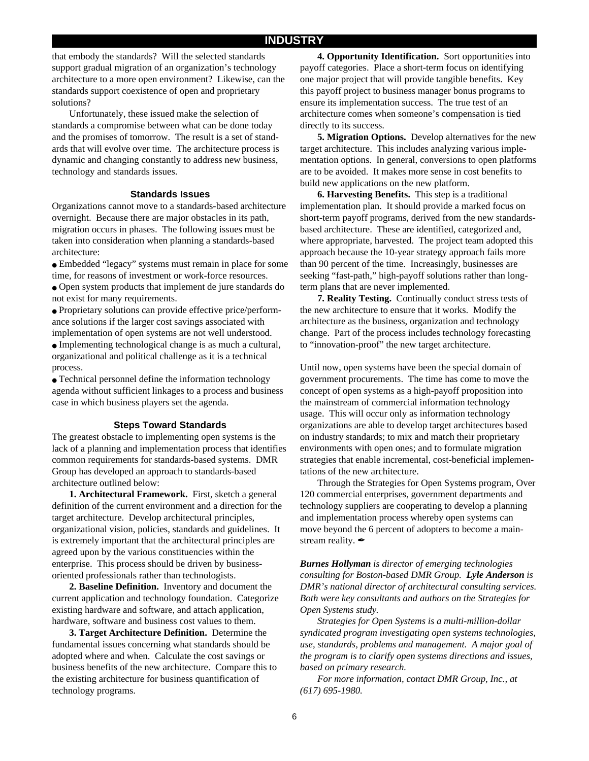that embody the standards? Will the selected standards support gradual migration of an organization's technology architecture to a more open environment? Likewise, can the standards support coexistence of open and proprietary solutions?

Unfortunately, these issued make the selection of standards a compromise between what can be done today and the promises of tomorrow. The result is a set of standards that will evolve over time. The architecture process is dynamic and changing constantly to address new business, technology and standards issues.

### Standards Issues

Organizations cannot move to a standards-based architecture overnight. Because there are major obstacles in its path, migration occurs in phases. The following issues must be taken into consideration when planning a standards-based architecture:

- Embedded "legacy" systems must remain in place for some time, for reasons of investment or work-force resources.
- Open system products that implement de jure standards do not exist for many requirements.
- Proprietary solutions can provide effective price/performance solutions if the larger cost savings associated with implementation of open systems are not well understood.
- Implementing technological change is as much a cultural, organizational and political challenge as it is a technical process.
- Technical personnel define the information technology agenda without sufficient linkages to a process and business case in which business players set the agenda.

### Steps Toward Standards

The greatest obstacle to implementing open systems is the lack of a planning and implementation process that identifies common requirements for standards-based systems. DMR Group has developed an approach to standards-based architecture outlined below:

**1. Architectural Framework.** First, sketch a general definition of the current environment and a direction for the target architecture. Develop architectural principles, organizational vision, policies, standards and guidelines. It is extremely important that the architectural principles are agreed upon by the various constituencies within the enterprise. This process should be driven by business-oriented professionals rather than technologists.

**2. Baseline Definition.** Inventory and document the current application and technology foundation. Categorize existing hardware and software, and attach application, hardware, software and business cost values to them.

**3. Target Architecture Definition.** Determine the fundamental issues concerning what standards should be adopted where and when. Calculate the cost savings or business benefits of the new architecture. Compare this to the existing architecture for business quantification of technology programs.

**4. Opportunity Identification.** Sort opportunities into payoff categories. Place a short-term focus on identifying one major project that will provide tangible benefits. Key this payoff project to business manager bonus programs to ensure its implementation success. The true test of an architecture comes when someone's compensation is tied directly to its success.

**5. Migration Options.** Develop alternatives for the new target architecture. This includes analyzing various implementation options. In general, conversions to open platforms are to be avoided. It makes more sense in cost benefits to build new applications on the new platform.

**6. Harvesting Benefits.** This step is a traditional implementation plan. It should provide a marked focus on short-term payoff programs, derived from the new standards-based architecture. These are identified, categorized and, where appropriate, harvested. The project team adopted this approach because the 10-year strategy approach fails more than 90 percent of the time. Increasingly, businesses are seeking "fast-path," high-payoff solutions rather than long-term plans that are never implemented.

**7. Reality Testing.** Continually conduct stress tests of the new architecture to ensure that it works. Modify the architecture as the business, organization and technology change. Part of the process includes technology forecasting to "innovation-proof" the new target architecture.

Until now, open systems have been the special domain of government procurements. The time has come to move the concept of open systems as a high-payoff proposition into the mainstream of commercial information technology usage. This will occur only as information technology organizations are able to develop target architectures based on industry standards; to mix and match their proprietary environments with open ones; and to formulate migration strategies that enable incremental, cost-beneficial implementations of the new architecture.

Through the Strategies for Open Systems program, Over 120 commercial enterprises, government departments and technology suppliers are cooperating to develop a planning and implementation process whereby open systems can move beyond the 6 percent of adopters to become a mainstream reality. ✒

***Burnes Hollyman** is director of emerging technologies consulting for Boston-based DMR Group. **Lyle Anderson** is DMR's national director of architectural consulting services. Both were key consultants and authors on the Strategies for Open Systems study.*

*Strategies for Open Systems is a multi-million-dollar syndicated program investigating open systems technologies, use, standards, problems and management. A major goal of the program is to clarify open systems directions and issues, based on primary research.*

*For more information, contact DMR Group, Inc., at (617) 695-1980.*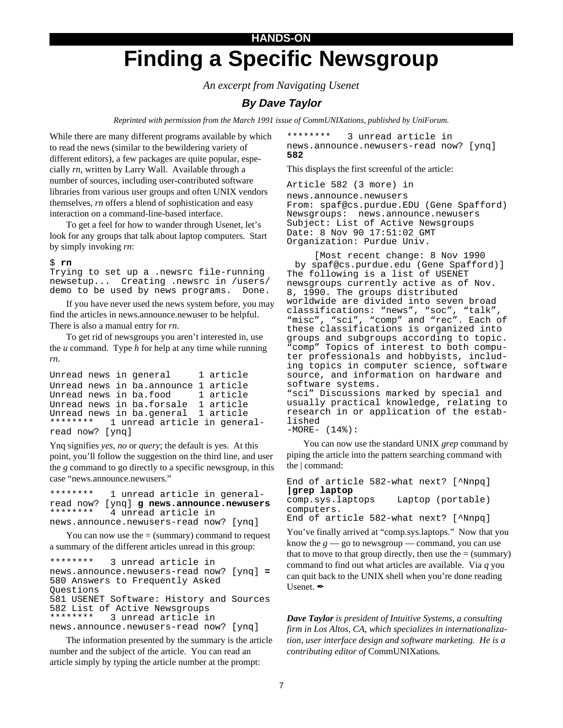HANDS-ON

# Finding a Specific Newsgroup

*An excerpt from Navigating Usenet*

### By Dave Taylor

*Reprinted with permission from the March 1991 issue of CommUNIXations, published by UniForum.*

While there are many different programs available by which to read the news (similar to the bewildering variety of different editors), a few packages are quite popular, especially *rn*, written by Larry Wall. Available through a number of sources, including user-contributed software libraries from various user groups and often UNIX vendors themselves, *rn* offers a blend of sophistication and easy interaction on a command-line-based interface.

To get a feel for how to wander through Usenet, let's look for any groups that talk about laptop computers. Start by simply invoking *rn*:

```
$ rn
Trying to set up a .newsrc file-running
newsetup...  Creating .newsrc in /users/
demo to be used by news programs.  Done.
```

If you have never used the news system before, you may find the articles in news.announce.newuser to be helpful. There is also a manual entry for *rn*.

To get rid of newsgroups you aren't interested in, use the *u* command. Type *h* for help at any time while running *rn*.

```
Unread news in general      1 article
Unread news in ba.announce 1 article
Unread news in ba.food      1 article
Unread news in ba.forsale  1 article
Unread news in ba.general  1 article
********   1 unread article in general-
read now? [ynq]
```

Ynq signifies *yes*, *no* or *query*; the default is yes. At this point, you'll follow the suggestion on the third line, and user the *g* command to go directly to a specific newsgroup, in this case "news.announce.newusers."

```
********   1 unread article in general-
read now? [ynq] g news.announce.newusers
********   4 unread article in
news.announce.newusers-read now? [ynq]
```

You can now use the = (summary) command to request a summary of the different articles unread in this group:

```
********   3 unread article in
news.announce.newusers-read now? [ynq] =
580 Answers to Frequently Asked
Questions
581 USENET Software: History and Sources
582 List of Active Newsgroups
********   3 unread article in
news.announce.newusers-read now? [ynq]
```

The information presented by the summary is the article number and the subject of the article. You can read an article simply by typing the article number at the prompt:

```
********   3 unread article in
news.announce.newusers-read now? [ynq]
582
```

This displays the first screenful of the article:

```
Article 582 (3 more) in
news.announce.newusers
From: spaf@cs.purdue.EDU (Gene Spafford)
Newsgroups:  news.announce.newusers
Subject: List of Active Newsgroups
Date: 8 Nov 90 17:51:02 GMT
Organization: Purdue Univ.

     [Most recent change: 8 Nov 1990
  by spaf@cs.purdue.edu (Gene Spafford)]
The following is a list of USENET
newsgroups currently active as of Nov.
8, 1990. The groups distributed
worldwide are divided into seven broad
classifications: "news", "soc", "talk",
"misc", "sci", "comp" and "rec". Each of
these classifications is organized into
groups and subgroups according to topic.
"comp" Topics of interest to both compu-
ter professionals and hobbyists, includ-
ing topics in computer science, software
source, and information on hardware and
software systems.
"sci" Discussions marked by special and
usually practical knowledge, relating to
research in or application of the estab-
lished
-MORE- (14%):
```

You can now use the standard UNIX *grep* command by piping the article into the pattern searching command with the | command:

```
End of article 582-what next? [^Nnpq]
|grep laptop
comp.sys.laptops    Laptop (portable)
computers.
End of article 582-what next? [^Nnpq]
```

You've finally arrived at "comp.sys.laptops." Now that you know the *g* — go to newsgroup — command, you can use that to move to that group directly, then use the = (summary) command to find out what articles are available. Via *q* you can quit back to the UNIX shell when you're done reading Usenet. ✒

***Dave Taylor** is president of Intuitive Systems, a consulting firm in Los Altos, CA, which specializes in internationalization, user interface design and software marketing. He is a contributing editor of* CommUNIXations*.*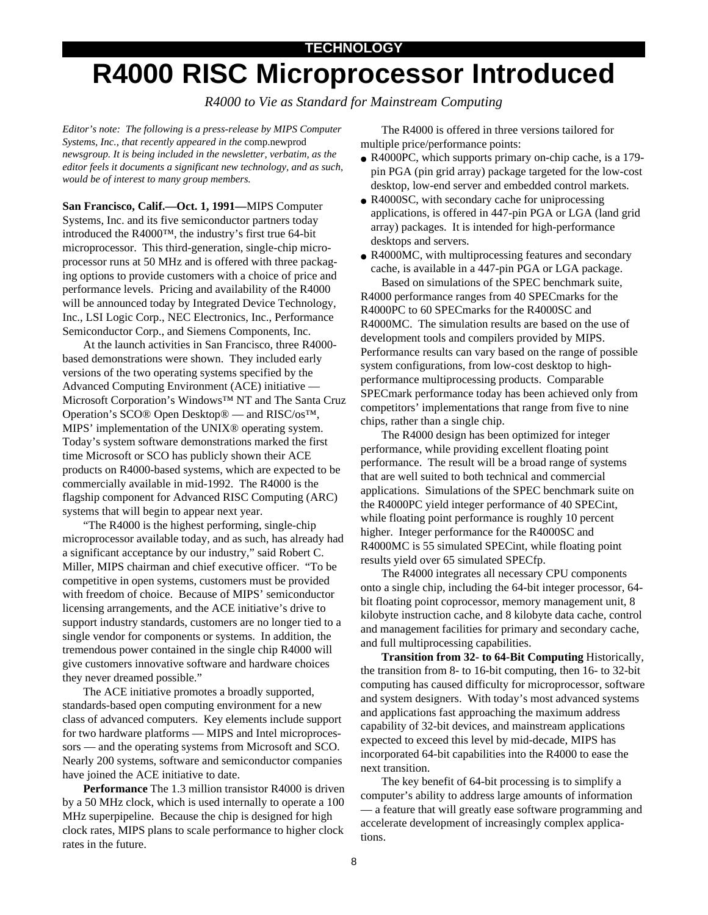**TECHNOLOGY**

# R4000 RISC Microprocessor Introduced

*R4000 to Vie as Standard for Mainstream Computing*

*Editor's note: The following is a press-release by MIPS Computer Systems, Inc., that recently appeared in the* comp.newprod *newsgroup. It is being included in the newsletter, verbatim, as the editor feels it documents a significant new technology, and as such, would be of interest to many group members.*

**San Francisco, Calif.—Oct. 1, 1991—**MIPS Computer Systems, Inc. and its five semiconductor partners today introduced the R4000™, the industry's first true 64-bit microprocessor. This third-generation, single-chip microprocessor runs at 50 MHz and is offered with three packaging options to provide customers with a choice of price and performance levels. Pricing and availability of the R4000 will be announced today by Integrated Device Technology, Inc., LSI Logic Corp., NEC Electronics, Inc., Performance Semiconductor Corp., and Siemens Components, Inc.

At the launch activities in San Francisco, three R4000-based demonstrations were shown. They included early versions of the two operating systems specified by the Advanced Computing Environment (ACE) initiative — Microsoft Corporation's Windows™ NT and The Santa Cruz Operation's SCO® Open Desktop® — and RISC/os™, MIPS' implementation of the UNIX® operating system. Today's system software demonstrations marked the first time Microsoft or SCO has publicly shown their ACE products on R4000-based systems, which are expected to be commercially available in mid-1992. The R4000 is the flagship component for Advanced RISC Computing (ARC) systems that will begin to appear next year.

"The R4000 is the highest performing, single-chip microprocessor available today, and as such, has already had a significant acceptance by our industry," said Robert C. Miller, MIPS chairman and chief executive officer. "To be competitive in open systems, customers must be provided with freedom of choice. Because of MIPS' semiconductor licensing arrangements, and the ACE initiative's drive to support industry standards, customers are no longer tied to a single vendor for components or systems. In addition, the tremendous power contained in the single chip R4000 will give customers innovative software and hardware choices they never dreamed possible."

The ACE initiative promotes a broadly supported, standards-based open computing environment for a new class of advanced computers. Key elements include support for two hardware platforms — MIPS and Intel microprocessors — and the operating systems from Microsoft and SCO. Nearly 200 systems, software and semiconductor companies have joined the ACE initiative to date.

**Performance** The 1.3 million transistor R4000 is driven by a 50 MHz clock, which is used internally to operate a 100 MHz superpipeline. Because the chip is designed for high clock rates, MIPS plans to scale performance to higher clock rates in the future.

The R4000 is offered in three versions tailored for multiple price/performance points:

- R4000PC, which supports primary on-chip cache, is a 179-pin PGA (pin grid array) package targeted for the low-cost desktop, low-end server and embedded control markets.
- R4000SC, with secondary cache for uniprocessing applications, is offered in 447-pin PGA or LGA (land grid array) packages. It is intended for high-performance desktops and servers.
- R4000MC, with multiprocessing features and secondary cache, is available in a 447-pin PGA or LGA package.

Based on simulations of the SPEC benchmark suite, R4000 performance ranges from 40 SPECmarks for the R4000PC to 60 SPECmarks for the R4000SC and R4000MC. The simulation results are based on the use of development tools and compilers provided by MIPS. Performance results can vary based on the range of possible system configurations, from low-cost desktop to high-performance multiprocessing products. Comparable SPECmark performance today has been achieved only from competitors' implementations that range from five to nine chips, rather than a single chip.

The R4000 design has been optimized for integer performance, while providing excellent floating point performance. The result will be a broad range of systems that are well suited to both technical and commercial applications. Simulations of the SPEC benchmark suite on the R4000PC yield integer performance of 40 SPECint, while floating point performance is roughly 10 percent higher. Integer performance for the R4000SC and R4000MC is 55 simulated SPECint, while floating point results yield over 65 simulated SPECfp.

The R4000 integrates all necessary CPU components onto a single chip, including the 64-bit integer processor, 64-bit floating point coprocessor, memory management unit, 8 kilobyte instruction cache, and 8 kilobyte data cache, control and management facilities for primary and secondary cache, and full multiprocessing capabilities.

**Transition from 32- to 64-Bit Computing** Historically, the transition from 8- to 16-bit computing, then 16- to 32-bit computing has caused difficulty for microprocessor, software and system designers. With today's most advanced systems and applications fast approaching the maximum address capability of 32-bit devices, and mainstream applications expected to exceed this level by mid-decade, MIPS has incorporated 64-bit capabilities into the R4000 to ease the next transition.

The key benefit of 64-bit processing is to simplify a computer's ability to address large amounts of information — a feature that will greatly ease software programming and accelerate development of increasingly complex applications.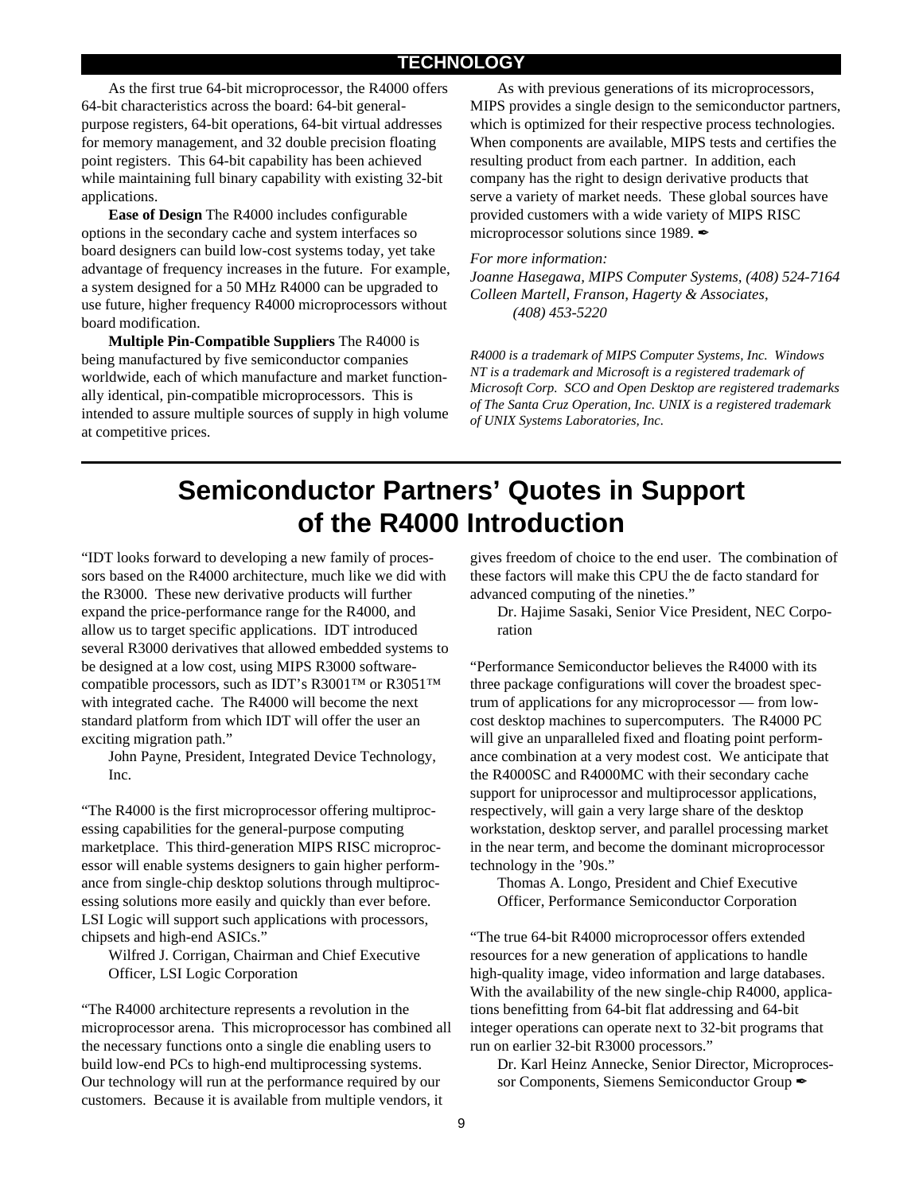As the first true 64-bit microprocessor, the R4000 offers 64-bit characteristics across the board: 64-bit general-purpose registers, 64-bit operations, 64-bit virtual addresses for memory management, and 32 double precision floating point registers. This 64-bit capability has been achieved while maintaining full binary capability with existing 32-bit applications.

**Ease of Design** The R4000 includes configurable options in the secondary cache and system interfaces so board designers can build low-cost systems today, yet take advantage of frequency increases in the future. For example, a system designed for a 50 MHz R4000 can be upgraded to use future, higher frequency R4000 microprocessors without board modification.

**Multiple Pin-Compatible Suppliers** The R4000 is being manufactured by five semiconductor companies worldwide, each of which manufacture and market functionally identical, pin-compatible microprocessors. This is intended to assure multiple sources of supply in high volume at competitive prices.

As with previous generations of its microprocessors, MIPS provides a single design to the semiconductor partners, which is optimized for their respective process technologies. When components are available, MIPS tests and certifies the resulting product from each partner. In addition, each company has the right to design derivative products that serve a variety of market needs. These global sources have provided customers with a wide variety of MIPS RISC microprocessor solutions since 1989. ✒

*For more information:*
*Joanne Hasegawa, MIPS Computer Systems, (408) 524-7164*
*Colleen Martell, Franson, Hagerty & Associates, (408) 453-5220*

*R4000 is a trademark of MIPS Computer Systems, Inc. Windows NT is a trademark and Microsoft is a registered trademark of Microsoft Corp. SCO and Open Desktop are registered trademarks of The Santa Cruz Operation, Inc. UNIX is a registered trademark of UNIX Systems Laboratories, Inc.*

# Semiconductor Partners' Quotes in Support of the R4000 Introduction

"IDT looks forward to developing a new family of processors based on the R4000 architecture, much like we did with the R3000. These new derivative products will further expand the price-performance range for the R4000, and allow us to target specific applications. IDT introduced several R3000 derivatives that allowed embedded systems to be designed at a low cost, using MIPS R3000 software-compatible processors, such as IDT's R3001™ or R3051™ with integrated cache. The R4000 will become the next standard platform from which IDT will offer the user an exciting migration path."

John Payne, President, Integrated Device Technology, Inc.

"The R4000 is the first microprocessor offering multiprocessing capabilities for the general-purpose computing marketplace. This third-generation MIPS RISC microprocessor will enable systems designers to gain higher performance from single-chip desktop solutions through multiprocessing solutions more easily and quickly than ever before. LSI Logic will support such applications with processors, chipsets and high-end ASICs."

Wilfred J. Corrigan, Chairman and Chief Executive Officer, LSI Logic Corporation

"The R4000 architecture represents a revolution in the microprocessor arena. This microprocessor has combined all the necessary functions onto a single die enabling users to build low-end PCs to high-end multiprocessing systems. Our technology will run at the performance required by our customers. Because it is available from multiple vendors, it gives freedom of choice to the end user. The combination of these factors will make this CPU the de facto standard for advanced computing of the nineties."

Dr. Hajime Sasaki, Senior Vice President, NEC Corporation

"Performance Semiconductor believes the R4000 with its three package configurations will cover the broadest spectrum of applications for any microprocessor — from low-cost desktop machines to supercomputers. The R4000 PC will give an unparalleled fixed and floating point performance combination at a very modest cost. We anticipate that the R4000SC and R4000MC with their secondary cache support for uniprocessor and multiprocessor applications, respectively, will gain a very large share of the desktop workstation, desktop server, and parallel processing market in the near term, and become the dominant microprocessor technology in the '90s."

Thomas A. Longo, President and Chief Executive Officer, Performance Semiconductor Corporation

"The true 64-bit R4000 microprocessor offers extended resources for a new generation of applications to handle high-quality image, video information and large databases. With the availability of the new single-chip R4000, applications benefitting from 64-bit flat addressing and 64-bit integer operations can operate next to 32-bit programs that run on earlier 32-bit R3000 processors."

Dr. Karl Heinz Annecke, Senior Director, Microprocessor Components, Siemens Semiconductor Group ✒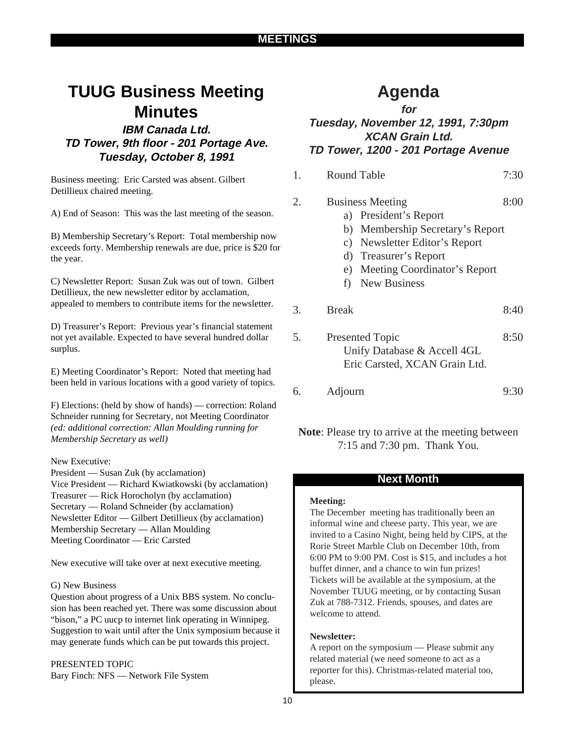## MEETINGS

# TUUG Business Meeting Minutes

***IBM Canada Ltd.***
***TD Tower, 9th floor - 201 Portage Ave.***
***Tuesday, October 8, 1991***

Business meeting: Eric Carsted was absent. Gilbert Detillieux chaired meeting.

A) End of Season: This was the last meeting of the season.

B) Membership Secretary's Report: Total membership now exceeds forty. Membership renewals are due, price is $20 for the year.

C) Newsletter Report: Susan Zuk was out of town. Gilbert Detillieux, the new newsletter editor by acclamation, appealed to members to contribute items for the newsletter.

D) Treasurer's Report: Previous year's financial statement not yet available. Expected to have several hundred dollar surplus.

E) Meeting Coordinator's Report: Noted that meeting had been held in various locations with a good variety of topics.

F) Elections: (held by show of hands) — correction: Roland Schneider running for Secretary, not Meeting Coordinator *(ed: additional correction: Allan Moulding running for Membership Secretary as well)*

New Executive:
President — Susan Zuk (by acclamation)
Vice President — Richard Kwiatkowski (by acclamation)
Treasurer — Rick Horocholyn (by acclamation)
Secretary — Roland Schneider (by acclamation)
Newsletter Editor — Gilbert Detillieux (by acclamation)
Membership Secretary — Allan Moulding
Meeting Coordinator — Eric Carsted

New executive will take over at next executive meeting.

G) New Business
Question about progress of a Unix BBS system. No conclusion has been reached yet. There was some discussion about "bison," a PC uucp to internet link operating in Winnipeg. Suggestion to wait until after the Unix symposium because it may generate funds which can be put towards this project.

PRESENTED TOPIC
Bary Finch: NFS — Network File System

# Agenda

***for***
***Tuesday, November 12, 1991, 7:30pm***
***XCAN Grain Ltd.***
***TD Tower, 1200 - 201 Portage Avenue***

1. Round Table — 7:30
2. Business Meeting — 8:00
   - a) President's Report
   - b) Membership Secretary's Report
   - c) Newsletter Editor's Report
   - d) Treasurer's Report
   - e) Meeting Coordinator's Report
   - f) New Business
3. Break — 8:40
5. Presented Topic — 8:50
   Unify Database & Accell 4GL
   Eric Carsted, XCAN Grain Ltd.
6. Adjourn — 9:30

**Note**: Please try to arrive at the meeting between 7:15 and 7:30 pm. Thank You.

## Next Month

**Meeting:**
The December meeting has traditionally been an informal wine and cheese party. This year, we are invited to a Casino Night, being held by CIPS, at the Rorie Street Marble Club on December 10th, from 6:00 PM to 9:00 PM. Cost is $15, and includes a hot buffet dinner, and a chance to win fun prizes! Tickets will be available at the symposium, at the November TUUG meeting, or by contacting Susan Zuk at 788-7312. Friends, spouses, and dates are welcome to attend.

**Newsletter:**
A report on the symposium — Please submit any related material (we need someone to act as a reporter for this). Christmas-related material too, please.